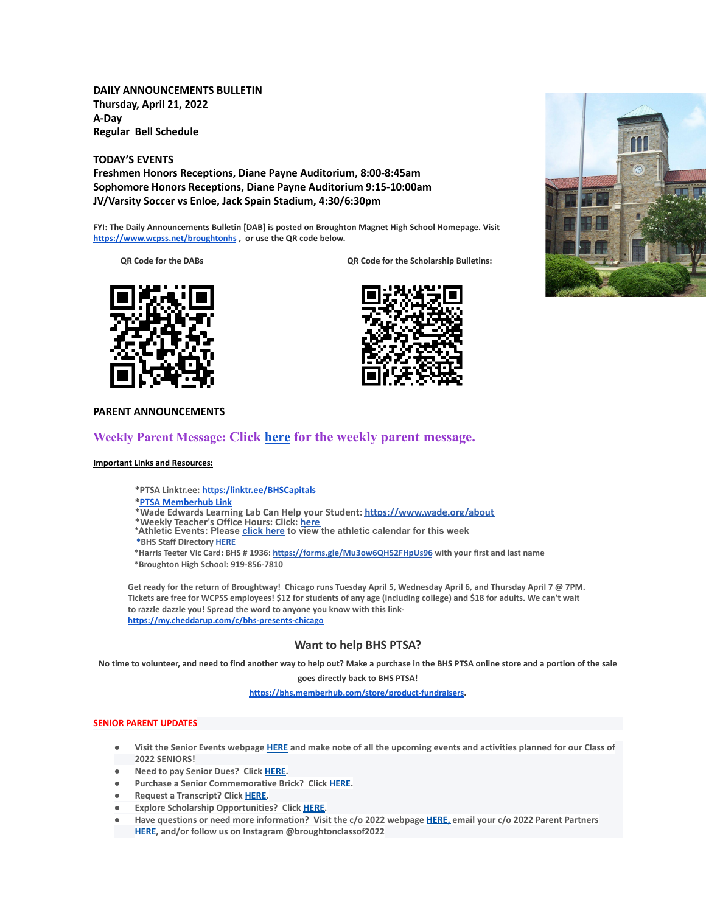**DAILY ANNOUNCEMENTS BULLETIN**
**Thursday, April 21, 2022**
**A-Day**
**Regular Bell Schedule**

**TODAY'S EVENTS**
**Freshmen Honors Receptions, Diane Payne Auditorium, 8:00-8:45am**
**Sophomore Honors Receptions, Diane Payne Auditorium 9:15-10:00am**
**JV/Varsity Soccer vs Enloe, Jack Spain Stadium, 4:30/6:30pm**

**FYI: The Daily Announcements Bulletin [DAB] is posted on Broughton Magnet High School Homepage. Visit https://www.wcpss.net/broughtonhs, or use the QR code below.**

**QR Code for the DABs**

**QR Code for the Scholarship Bulletins:**

## PARENT ANNOUNCEMENTS

### Weekly Parent Message: Click here for the weekly parent message.

**Important Links and Resources:**

- *PTSA Linktr.ee: https:/linktr.ee/BHSCapitals
- *PTSA Memberhub Link
- *Wade Edwards Learning Lab Can Help your Student: https://www.wade.org/about
- *Weekly Teacher's Office Hours: Click: here
- *Athletic Events: Please click here to view the athletic calendar for this week
- *BHS Staff Directory HERE
- *Harris Teeter Vic Card: BHS # 1936: https://forms.gle/Mu3ow6QH52FHpUs96 with your first and last name
- *Broughton High School: 919-856-7810

Get ready for the return of Broughtway! Chicago runs Tuesday April 5, Wednesday April 6, and Thursday April 7 @ 7PM. Tickets are free for WCPSS employees! $12 for students of any age (including college) and $18 for adults. We can't wait to razzle dazzle you! Spread the word to anyone you know with this link- https://my.cheddarup.com/c/bhs-presents-chicago

### Want to help BHS PTSA?

No time to volunteer, and need to find another way to help out? Make a purchase in the BHS PTSA online store and a portion of the sale goes directly back to BHS PTSA!

https://bhs.memberhub.com/store/product-fundraisers.

**SENIOR PARENT UPDATES**

- Visit the Senior Events webpage HERE and make note of all the upcoming events and activities planned for our Class of 2022 SENIORS!
- Need to pay Senior Dues? Click HERE.
- Purchase a Senior Commemorative Brick? Click HERE.
- Request a Transcript? Click HERE.
- Explore Scholarship Opportunities? Click HERE.
- Have questions or need more information? Visit the c/o 2022 webpage HERE, email your c/o 2022 Parent Partners HERE, and/or follow us on Instagram @broughtonclassof2022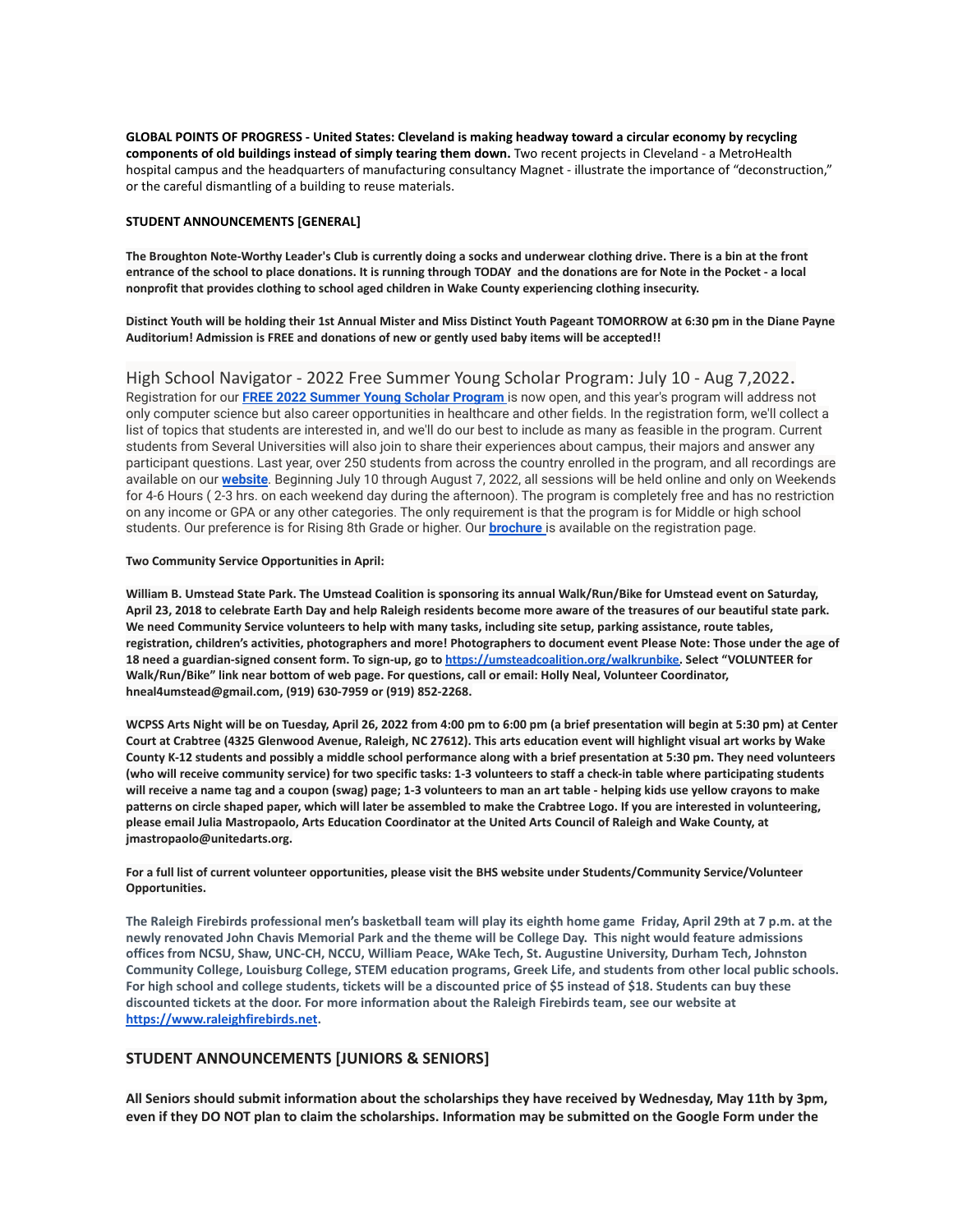**GLOBAL POINTS OF PROGRESS - United States: Cleveland is making headway toward a circular economy by recycling components of old buildings instead of simply tearing them down.** Two recent projects in Cleveland - a MetroHealth hospital campus and the headquarters of manufacturing consultancy Magnet - illustrate the importance of "deconstruction," or the careful dismantling of a building to reuse materials.

**STUDENT ANNOUNCEMENTS [GENERAL]**

**The Broughton Note-Worthy Leader's Club is currently doing a socks and underwear clothing drive. There is a bin at the front entrance of the school to place donations. It is running through TODAY and the donations are for Note in the Pocket - a local nonprofit that provides clothing to school aged children in Wake County experiencing clothing insecurity.**

**Distinct Youth will be holding their 1st Annual Mister and Miss Distinct Youth Pageant TOMORROW at 6:30 pm in the Diane Payne Auditorium! Admission is FREE and donations of new or gently used baby items will be accepted!!**

High School Navigator - 2022 Free Summer Young Scholar Program: July 10 - Aug 7,2022.

Registration for our **FREE 2022 Summer Young Scholar Program** is now open, and this year's program will address not only computer science but also career opportunities in healthcare and other fields. In the registration form, we'll collect a list of topics that students are interested in, and we'll do our best to include as many as feasible in the program. Current students from Several Universities will also join to share their experiences about campus, their majors and answer any participant questions. Last year, over 250 students from across the country enrolled in the program, and all recordings are available on our **website**. Beginning July 10 through August 7, 2022, all sessions will be held online and only on Weekends for 4-6 Hours ( 2-3 hrs. on each weekend day during the afternoon). The program is completely free and has no restriction on any income or GPA or any other categories. The only requirement is that the program is for Middle or high school students. Our preference is for Rising 8th Grade or higher. Our **brochure** is available on the registration page.

**Two Community Service Opportunities in April:**

**William B. Umstead State Park. The Umstead Coalition is sponsoring its annual Walk/Run/Bike for Umstead event on Saturday, April 23, 2018 to celebrate Earth Day and help Raleigh residents become more aware of the treasures of our beautiful state park. We need Community Service volunteers to help with many tasks, including site setup, parking assistance, route tables, registration, children's activities, photographers and more! Photographers to document event Please Note: Those under the age of 18 need a guardian-signed consent form. To sign-up, go to https://umsteadcoalition.org/walkrunbike. Select "VOLUNTEER for Walk/Run/Bike" link near bottom of web page. For questions, call or email: Holly Neal, Volunteer Coordinator, hneal4umstead@gmail.com, (919) 630-7959 or (919) 852-2268.**

**WCPSS Arts Night will be on Tuesday, April 26, 2022 from 4:00 pm to 6:00 pm (a brief presentation will begin at 5:30 pm) at Center Court at Crabtree (4325 Glenwood Avenue, Raleigh, NC 27612). This arts education event will highlight visual art works by Wake County K-12 students and possibly a middle school performance along with a brief presentation at 5:30 pm. They need volunteers (who will receive community service) for two specific tasks: 1-3 volunteers to staff a check-in table where participating students will receive a name tag and a coupon (swag) page; 1-3 volunteers to man an art table - helping kids use yellow crayons to make patterns on circle shaped paper, which will later be assembled to make the Crabtree Logo. If you are interested in volunteering, please email Julia Mastropaolo, Arts Education Coordinator at the United Arts Council of Raleigh and Wake County, at jmastropaolo@unitedarts.org.**

**For a full list of current volunteer opportunities, please visit the BHS website under Students/Community Service/Volunteer Opportunities.**

**The Raleigh Firebirds professional men's basketball team will play its eighth home game Friday, April 29th at 7 p.m. at the newly renovated John Chavis Memorial Park and the theme will be College Day. This night would feature admissions offices from NCSU, Shaw, UNC-CH, NCCU, William Peace, WAke Tech, St. Augustine University, Durham Tech, Johnston Community College, Louisburg College, STEM education programs, Greek Life, and students from other local public schools. For high school and college students, tickets will be a discounted price of $5 instead of $18. Students can buy these discounted tickets at the door. For more information about the Raleigh Firebirds team, see our website at https://www.raleighfirebirds.net.**

### STUDENT ANNOUNCEMENTS [JUNIORS & SENIORS]

**All Seniors should submit information about the scholarships they have received by Wednesday, May 11th by 3pm, even if they DO NOT plan to claim the scholarships. Information may be submitted on the Google Form under the**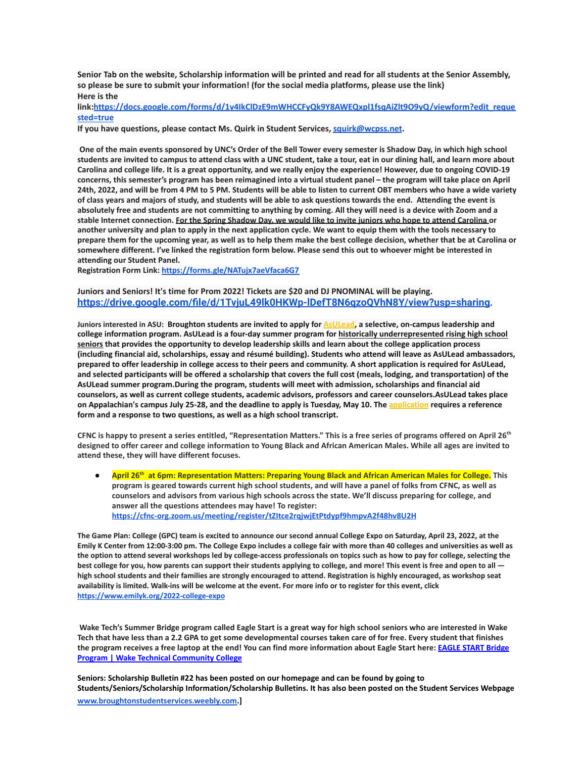**Senior Tab on the website, Scholarship information will be printed and read for all students at the Senior Assembly, so please be sure to submit your information! (for the social media platforms, please use the link)**
**Here is the link:[https://docs.google.com/forms/d/1v4IkClDzE9mWHCCFyQk9Y8AWEQxpl1fsqAiZlt9O9yQ/viewform?edit_requested=true](https://docs.google.com/forms/d/1v4IkClDzE9mWHCCFyQk9Y8AWEQxpl1fsqAiZlt9O9yQ/viewform?edit_requested=true)**
**If you have questions, please contact Ms. Quirk in Student Services, [squirk@wcpss.net](mailto:squirk@wcpss.net).**

**One of the main events sponsored by UNC's Order of the Bell Tower every semester is Shadow Day, in which high school students are invited to campus to attend class with a UNC student, take a tour, eat in our dining hall, and learn more about Carolina and college life. It is a great opportunity, and we really enjoy the experience! However, due to ongoing COVID-19 concerns, this semester's program has been reimagined into a virtual student panel – the program will take place on April 24th, 2022, and will be from 4 PM to 5 PM. Students will be able to listen to current OBT members who have a wide variety of class years and majors of study, and students will be able to ask questions towards the end. Attending the event is absolutely free and students are not committing to anything by coming. All they will need is a device with Zoom and a stable Internet connection. <u>For the Spring Shadow Day, we would like to invite juniors who hope to attend Carolina</u> or another university and plan to apply in the next application cycle. We want to equip them with the tools necessary to prepare them for the upcoming year, as well as to help them make the best college decision, whether that be at Carolina or somewhere different. I've linked the registration form below. Please send this out to whoever might be interested in attending our Student Panel.**
**Registration Form Link: [https://forms.gle/NATujx7aeVfaca6G7](https://forms.gle/NATujx7aeVfaca6G7)**

**Juniors and Seniors! It's time for Prom 2022! Tickets are $20 and DJ PNOMINAL will be playing. [https://drive.google.com/file/d/1TvjuL49lk0HKWp-lDefT8N6qzoQVhN8Y/view?usp=sharing](https://drive.google.com/file/d/1TvjuL49lk0HKWp-lDefT8N6qzoQVhN8Y/view?usp=sharing).**

**Juniors interested in ASU: Broughton students are invited to apply for AsULead, a selective, on-campus leadership and college information program. AsULead is a four-day summer program for <u>historically underrepresented rising high school seniors</u> that provides the opportunity to develop leadership skills and learn about the college application process (including financial aid, scholarships, essay and résumé building). Students who attend will leave as AsULead ambassadors, prepared to offer leadership in college access to their peers and community. A short application is required for AsULead, and selected participants will be offered a scholarship that covers the full cost (meals, lodging, and transportation) of the AsULead summer program.During the program, students will meet with admission, scholarships and financial aid counselors, as well as current college students, academic advisors, professors and career counselors.AsULead takes place on Appalachian's campus July 25-28, and the deadline to apply is Tuesday, May 10. The application requires a reference form and a response to two questions, as well as a high school transcript.**

**CFNC is happy to present a series entitled, "Representation Matters." This is a free series of programs offered on April 26th designed to offer career and college information to Young Black and African American Males. While all ages are invited to attend these, they will have different focuses.**

- **April 26th at 6pm: Representation Matters: Preparing Young Black and African American Males for College. This program is geared towards current high school students, and will have a panel of folks from CFNC, as well as counselors and advisors from various high schools across the state. We'll discuss preparing for college, and answer all the questions attendees may have! To register: [https://cfnc-org.zoom.us/meeting/register/tZItce2rqjwjEtPtdypf9hmpvA2f48hv8U2H](https://cfnc-org.zoom.us/meeting/register/tZItce2rqjwjEtPtdypf9hmpvA2f48hv8U2H)**

**The Game Plan: College (GPC) team is excited to announce our second annual College Expo on Saturday, April 23, 2022, at the Emily K Center from 12:00-3:00 pm. The College Expo includes a college fair with more than 40 colleges and universities as well as the option to attend several workshops led by college-access professionals on topics such as how to pay for college, selecting the best college for you, how parents can support their students applying to college, and more! This event is free and open to all — high school students and their families are strongly encouraged to attend. Registration is highly encouraged, as workshop seat availability is limited. Walk-ins will be welcome at the event. For more info or to register for this event, click [https://www.emilyk.org/2022-college-expo](https://www.emilyk.org/2022-college-expo)**

**Wake Tech's Summer Bridge program called Eagle Start is a great way for high school seniors who are interested in Wake Tech that have less than a 2.2 GPA to get some developmental courses taken care of for free. Every student that finishes the program receives a free laptop at the end! You can find more information about Eagle Start here: EAGLE START Bridge Program | Wake Technical Community College**

**Seniors: Scholarship Bulletin #22 has been posted on our homepage and can be found by going to Students/Seniors/Scholarship Information/Scholarship Bulletins. It has also been posted on the Student Services Webpage [www.broughtonstudentservices.weebly.com](http://www.broughtonstudentservices.weebly.com).]**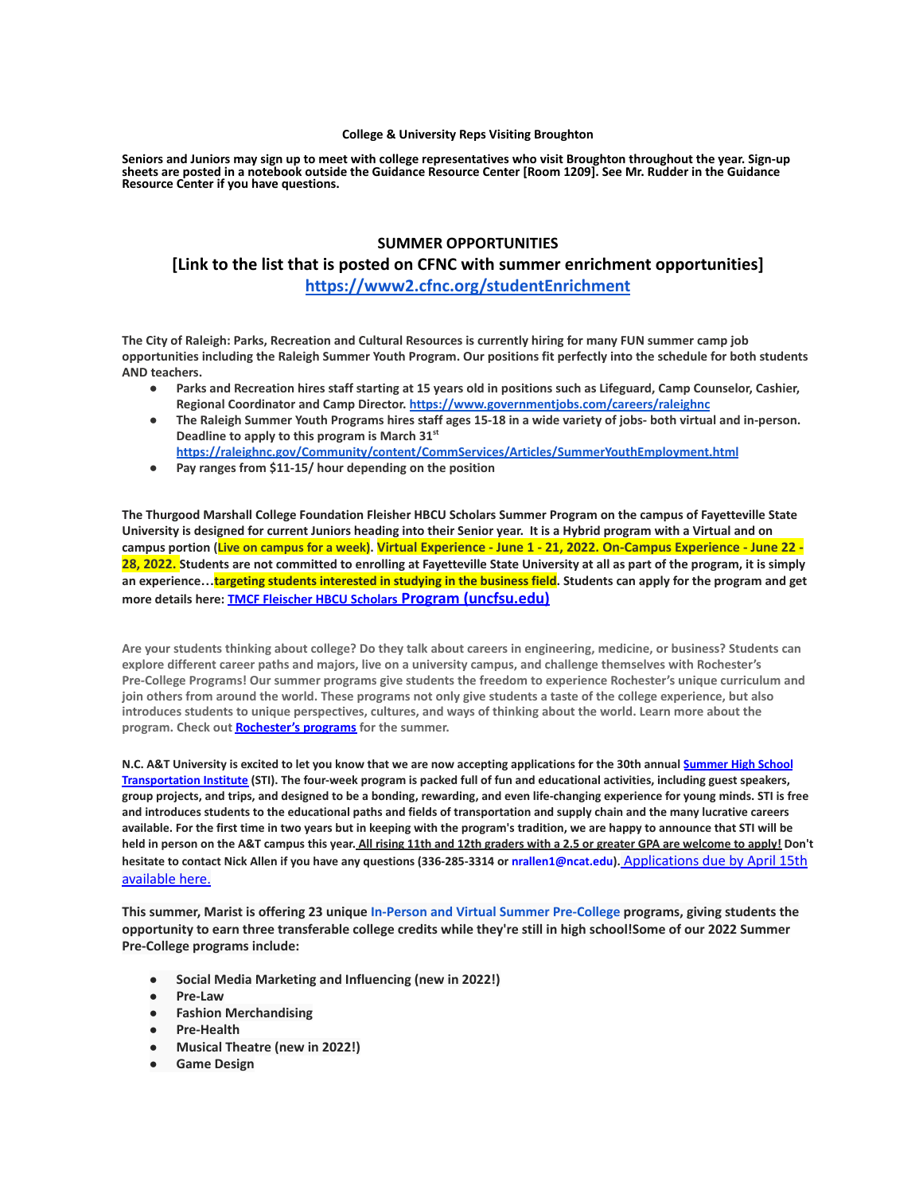**College & University Reps Visiting Broughton**

**Seniors and Juniors may sign up to meet with college representatives who visit Broughton throughout the year. Sign-up sheets are posted in a notebook outside the Guidance Resource Center [Room 1209]. See Mr. Rudder in the Guidance Resource Center if you have questions.**

## SUMMER OPPORTUNITIES

## [Link to the list that is posted on CFNC with summer enrichment opportunities]

## https://www2.cfnc.org/studentEnrichment

**The City of Raleigh: Parks, Recreation and Cultural Resources is currently hiring for many FUN summer camp job opportunities including the Raleigh Summer Youth Program. Our positions fit perfectly into the schedule for both students AND teachers.**

- **Parks and Recreation hires staff starting at 15 years old in positions such as Lifeguard, Camp Counselor, Cashier, Regional Coordinator and Camp Director. https://www.governmentjobs.com/careers/raleighnc**
- **The Raleigh Summer Youth Programs hires staff ages 15-18 in a wide variety of jobs- both virtual and in-person. Deadline to apply to this program is March 31st https://raleighnc.gov/Community/content/CommServices/Articles/SummerYouthEmployment.html**
- **Pay ranges from $11-15/ hour depending on the position**

**The Thurgood Marshall College Foundation Fleisher HBCU Scholars Summer Program on the campus of Fayetteville State University is designed for current Juniors heading into their Senior year. It is a Hybrid program with a Virtual and on campus portion (Live on campus for a week). Virtual Experience - June 1 - 21, 2022. On-Campus Experience - June 22 - 28, 2022. Students are not committed to enrolling at Fayetteville State University at all as part of the program, it is simply an experience…targeting students interested in studying in the business field. Students can apply for the program and get more details here: TMCF Fleischer HBCU Scholars Program (uncfsu.edu)**

**Are your students thinking about college? Do they talk about careers in engineering, medicine, or business? Students can explore different career paths and majors, live on a university campus, and challenge themselves with Rochester's Pre-College Programs! Our summer programs give students the freedom to experience Rochester's unique curriculum and join others from around the world. These programs not only give students a taste of the college experience, but also introduces students to unique perspectives, cultures, and ways of thinking about the world. Learn more about the program. Check out Rochester's programs for the summer.**

**N.C. A&T University is excited to let you know that we are now accepting applications for the 30th annual Summer High School Transportation Institute (STI). The four-week program is packed full of fun and educational activities, including guest speakers, group projects, and trips, and designed to be a bonding, rewarding, and even life-changing experience for young minds. STI is free and introduces students to the educational paths and fields of transportation and supply chain and the many lucrative careers available. For the first time in two years but in keeping with the program's tradition, we are happy to announce that STI will be held in person on the A&T campus this year. All rising 11th and 12th graders with a 2.5 or greater GPA are welcome to apply! Don't hesitate to contact Nick Allen if you have any questions (336-285-3314 or nrallen1@ncat.edu).** Applications due by April 15th available here.

**This summer, Marist is offering 23 unique In-Person and Virtual Summer Pre-College programs, giving students the opportunity to earn three transferable college credits while they're still in high school!Some of our 2022 Summer Pre-College programs include:**

- **Social Media Marketing and Influencing (new in 2022!)**
- **Pre-Law**
- **Fashion Merchandising**
- **Pre-Health**
- **Musical Theatre (new in 2022!)**
- **Game Design**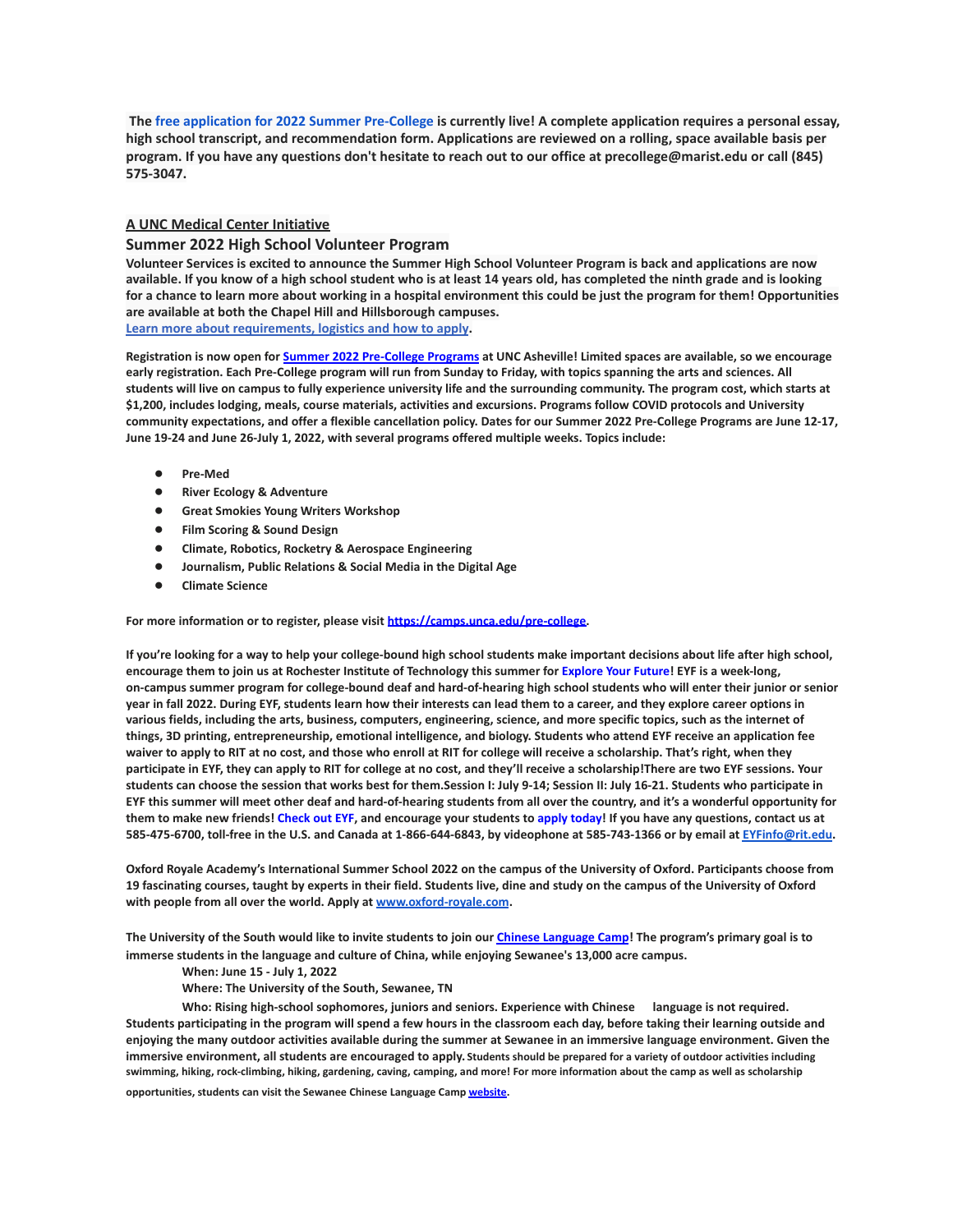**The free application for 2022 Summer Pre-College is currently live! A complete application requires a personal essay, high school transcript, and recommendation form. Applications are reviewed on a rolling, space available basis per program. If you have any questions don't hesitate to reach out to our office at precollege@marist.edu or call (845) 575-3047.**

**A UNC Medical Center Initiative**

**Summer 2022 High School Volunteer Program**

**Volunteer Services is excited to announce the Summer High School Volunteer Program is back and applications are now available. If you know of a high school student who is at least 14 years old, has completed the ninth grade and is looking for a chance to learn more about working in a hospital environment this could be just the program for them! Opportunities are available at both the Chapel Hill and Hillsborough campuses.**

**Learn more about requirements, logistics and how to apply.**

**Registration is now open for Summer 2022 Pre-College Programs at UNC Asheville! Limited spaces are available, so we encourage early registration. Each Pre-College program will run from Sunday to Friday, with topics spanning the arts and sciences. All students will live on campus to fully experience university life and the surrounding community. The program cost, which starts at $1,200, includes lodging, meals, course materials, activities and excursions. Programs follow COVID protocols and University community expectations, and offer a flexible cancellation policy. Dates for our Summer 2022 Pre-College Programs are June 12-17, June 19-24 and June 26-July 1, 2022, with several programs offered multiple weeks. Topics include:**

- **Pre-Med**
- **River Ecology & Adventure**
- **Great Smokies Young Writers Workshop**
- **Film Scoring & Sound Design**
- **Climate, Robotics, Rocketry & Aerospace Engineering**
- **Journalism, Public Relations & Social Media in the Digital Age**
- **Climate Science**

**For more information or to register, please visit https://camps.unca.edu/pre-college.**

**If you're looking for a way to help your college-bound high school students make important decisions about life after high school, encourage them to join us at Rochester Institute of Technology this summer for Explore Your Future! EYF is a week-long, on-campus summer program for college-bound deaf and hard-of-hearing high school students who will enter their junior or senior year in fall 2022. During EYF, students learn how their interests can lead them to a career, and they explore career options in various fields, including the arts, business, computers, engineering, science, and more specific topics, such as the internet of things, 3D printing, entrepreneurship, emotional intelligence, and biology. Students who attend EYF receive an application fee waiver to apply to RIT at no cost, and those who enroll at RIT for college will receive a scholarship. That's right, when they participate in EYF, they can apply to RIT for college at no cost, and they'll receive a scholarship!There are two EYF sessions. Your students can choose the session that works best for them.Session I: July 9-14; Session II: July 16-21. Students who participate in EYF this summer will meet other deaf and hard-of-hearing students from all over the country, and it's a wonderful opportunity for them to make new friends! Check out EYF, and encourage your students to apply today! If you have any questions, contact us at 585-475-6700, toll-free in the U.S. and Canada at 1-866-644-6843, by videophone at 585-743-1366 or by email at EYFinfo@rit.edu.**

**Oxford Royale Academy's International Summer School 2022 on the campus of the University of Oxford. Participants choose from 19 fascinating courses, taught by experts in their field. Students live, dine and study on the campus of the University of Oxford with people from all over the world. Apply at www.oxford-royale.com.**

**The University of the South would like to invite students to join our Chinese Language Camp! The program's primary goal is to immerse students in the language and culture of China, while enjoying Sewanee's 13,000 acre campus.**

**When: June 15 - July 1, 2022**

**Where: The University of the South, Sewanee, TN**

**Who: Rising high-school sophomores, juniors and seniors. Experience with Chinese language is not required. Students participating in the program will spend a few hours in the classroom each day, before taking their learning outside and enjoying the many outdoor activities available during the summer at Sewanee in an immersive language environment. Given the immersive environment, all students are encouraged to apply. Students should be prepared for a variety of outdoor activities including swimming, hiking, rock-climbing, hiking, gardening, caving, camping, and more! For more information about the camp as well as scholarship opportunities, students can visit the Sewanee Chinese Language Camp website.**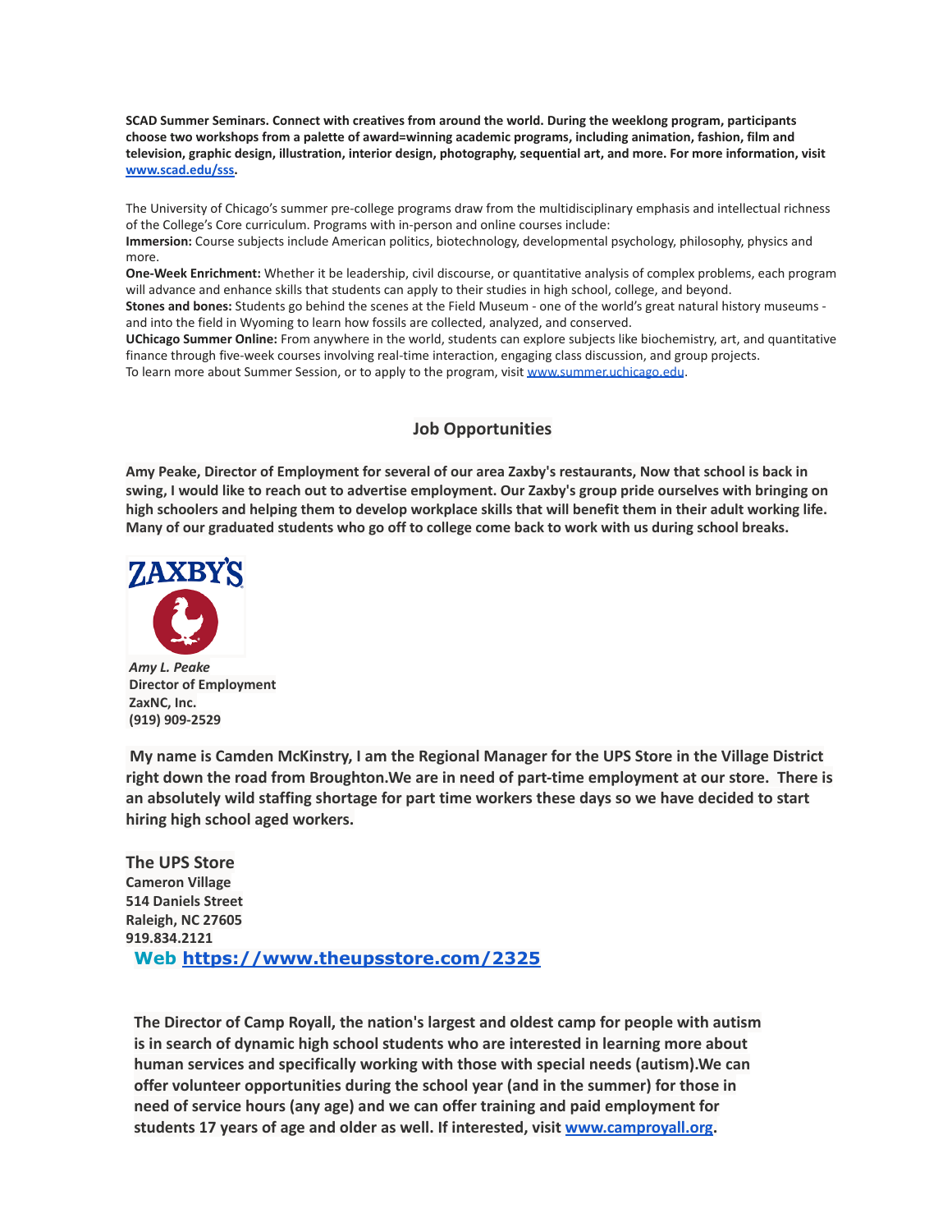**SCAD Summer Seminars. Connect with creatives from around the world. During the weeklong program, participants choose two workshops from a palette of award=winning academic programs, including animation, fashion, film and television, graphic design, illustration, interior design, photography, sequential art, and more. For more information, visit [www.scad.edu/sss](www.scad.edu/sss).**

The University of Chicago's summer pre-college programs draw from the multidisciplinary emphasis and intellectual richness of the College's Core curriculum. Programs with in-person and online courses include:

**Immersion:** Course subjects include American politics, biotechnology, developmental psychology, philosophy, physics and more.

**One-Week Enrichment:** Whether it be leadership, civil discourse, or quantitative analysis of complex problems, each program will advance and enhance skills that students can apply to their studies in high school, college, and beyond.

**Stones and bones:** Students go behind the scenes at the Field Museum - one of the world's great natural history museums - and into the field in Wyoming to learn how fossils are collected, analyzed, and conserved.

**UChicago Summer Online:** From anywhere in the world, students can explore subjects like biochemistry, art, and quantitative finance through five-week courses involving real-time interaction, engaging class discussion, and group projects.

To learn more about Summer Session, or to apply to the program, visit [www.summer.uchicago.edu](www.summer.uchicago.edu).

## Job Opportunities

**Amy Peake, Director of Employment for several of our area Zaxby's restaurants, Now that school is back in swing, I would like to reach out to advertise employment. Our Zaxby's group pride ourselves with bringing on high schoolers and helping them to develop workplace skills that will benefit them in their adult working life. Many of our graduated students who go off to college come back to work with us during school breaks.**

ZAXBY'S

***Amy L. Peake***
**Director of Employment**
**ZaxNC, Inc.**
**(919) 909-2529**

**My name is Camden McKinstry, I am the Regional Manager for the UPS Store in the Village District right down the road from Broughton.We are in need of part-time employment at our store. There is an absolutely wild staffing shortage for part time workers these days so we have decided to start hiring high school aged workers.**

**The UPS Store**
**Cameron Village**
**514 Daniels Street**
**Raleigh, NC 27605**
**919.834.2121**
**Web [https://www.theupsstore.com/2325](https://www.theupsstore.com/2325)**

**The Director of Camp Royall, the nation's largest and oldest camp for people with autism is in search of dynamic high school students who are interested in learning more about human services and specifically working with those with special needs (autism).We can offer volunteer opportunities during the school year (and in the summer) for those in need of service hours (any age) and we can offer training and paid employment for students 17 years of age and older as well. If interested, visit [www.camproyall.org](www.camproyall.org).**